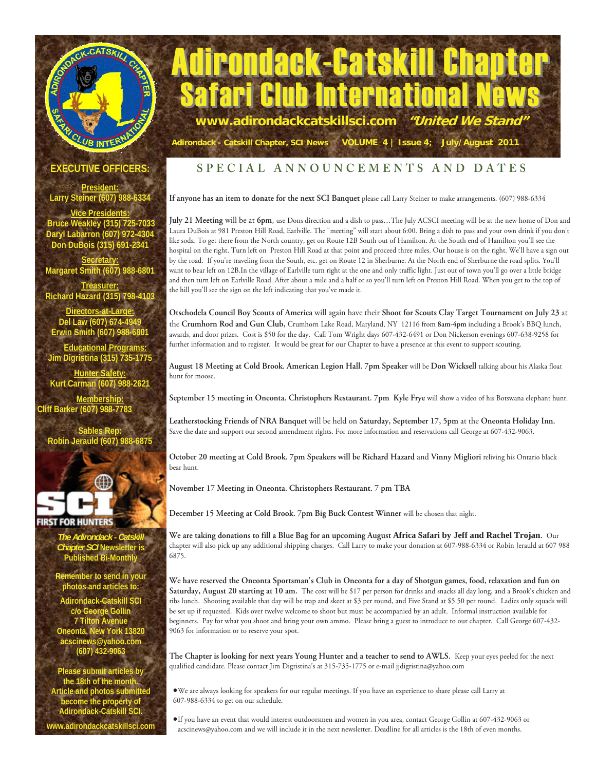# Adirondack-Catskill Chapter Safari Club International News

**www.adirondackcatskillsci.com** *"United We Stand"*

Adirondack - Catskill Chapter, SCI News VOLUME 4 | Issue 4; July/August 2011

## EXECUTIVE OFFICERS:

**President:**
Larry Steiner (607) 988-6334

**Vice Presidents:**
Bruce Weakley (315) 725-7033
Daryl Labarron (607) 972-4304
Don DuBois (315) 691-2341

**Secretary:**
Margaret Smith (607) 988-6801

**Treasurer:**
Richard Hazard (315) 798-4103

**Directors-at-Large:**
Del Law (607) 674-4949
Erwin Smith (607) 988-6801

**Educational Programs:**
Jim Digristina (315) 735-1775

**Hunter Safety:**
Kurt Carman (607) 988-2621

**Membership:**
Cliff Barker (607) 988-7783

**Sables Rep:**
Robin Jerauld (607) 988-6875

SCI FIRST FOR HUNTERS

*The Adirondack - Catskill Chapter SCI* Newsletter is Published Bi-Monthly

Remember to send in your photos and articles to:

Adirondack-Catskill SCI
c/o George Gollin
7 Tilton Avenue
Oneonta, New York 13820
acscinews@yahoo.com
(607) 432-9063

Please submit articles by the 18th of the month. Article and photos submitted become the property of Adirondack-Catskill SCI.

www.adirondackcatskillsci.com

## SPECIAL ANNOUNCEMENTS AND DATES

**If anyone has an item to donate for the next SCI Banquet** please call Larry Steiner to make arrangements. (607) 988-6334

**July 21 Meeting** will be at **6pm**, use Dons direction and a dish to pass…The July ACSCI meeting will be at the new home of Don and Laura DuBois at 981 Preston Hill Road, Earlville. The "meeting" will start about 6:00. Bring a dish to pass and your own drink if you don't like soda. To get there from the North country, get on Route 12B South out of Hamilton. At the South end of Hamilton you'll see the hospital on the right. Turn left on Preston Hill Road at that point and proceed three miles. Our house is on the right. We'll have a sign out by the road. If you're traveling from the South, etc. get on Route 12 in Sherburne. At the North end of Sherburne the road splits. You'll want to bear left on 12B.In the village of Earlville turn right at the one and only traffic light. Just out of town you'll go over a little bridge and then turn left on Earlville Road. After about a mile and a half or so you'll turn left on Preston Hill Road. When you get to the top of the hill you'll see the sign on the left indicating that you've made it.

**Otschodela Council Boy Scouts of America** will again have their **Shoot for Scouts Clay Target Tournament on July 23** at the **Crumhorn Rod and Gun Club,** Crumhorn Lake Road, Maryland, NY 12116 from **8am-4pm** including a Brook's BBQ lunch, awards, and door prizes. Cost is $50 for the day. Call Tom Wright days 607-432-6491 or Don Nickerson evenings 607-638-9258 for further information and to register. It would be great for our Chapter to have a presence at this event to support scouting.

**August 18 Meeting at Cold Brook. American Legion Hall. 7pm Speaker** will be **Don Wicksell** talking about his Alaska float hunt for moose.

**September 15 meeting in Oneonta. Christophers Restaurant. 7pm Kyle Frye** will show a video of his Botswana elephant hunt.

**Leatherstocking Friends of NRA Banquet** will be held on **Saturday, September 17, 5pm** at the **Oneonta Holiday Inn.** Save the date and support our second amendment rights. For more information and reservations call George at 607-432-9063.

**October 20 meeting at Cold Brook. 7pm Speakers will be Richard Hazard** and **Vinny Migliori** reliving his Ontario black bear hunt.

**November 17 Meeting in Oneonta. Christophers Restaurant. 7 pm TBA**

**December 15 Meeting at Cold Brook. 7pm Big Buck Contest Winner** will be chosen that night.

**We are taking donations to fill a Blue Bag for an upcoming August Africa Safari by Jeff and Rachel Trojan.** Our chapter will also pick up any additional shipping charges. Call Larry to make your donation at 607-988-6334 or Robin Jerauld at 607 988 6875.

**We have reserved the Oneonta Sportsman's Club in Oneonta for a day of Shotgun games, food, relaxation and fun on Saturday, August 20 starting at 10 am.** The cost will be $17 per person for drinks and snacks all day long, and a Brook's chicken and ribs lunch. Shooting available that day will be trap and skeet at $3 per round, and Five Stand at $5.50 per round. Ladies only squads will be set up if requested. Kids over twelve welcome to shoot but must be accompanied by an adult. Informal instruction available for beginners. Pay for what you shoot and bring your own ammo. Please bring a guest to introduce to our chapter. Call George 607-432-9063 for information or to reserve your spot.

**The Chapter is looking for next years Young Hunter and a teacher to send to AWLS.** Keep your eyes peeled for the next qualified candidate. Please contact Jim Digristina's at 315-735-1775 or e-mail jjdigristina@yahoo.com

- We are always looking for speakers for our regular meetings. If you have an experience to share please call Larry at 607-988-6334 to get on our schedule.

- If you have an event that would interest outdoorsmen and women in you area, contact George Gollin at 607-432-9063 or acscinews@yahoo.com and we will include it in the next newsletter. Deadline for all articles is the 18th of even months.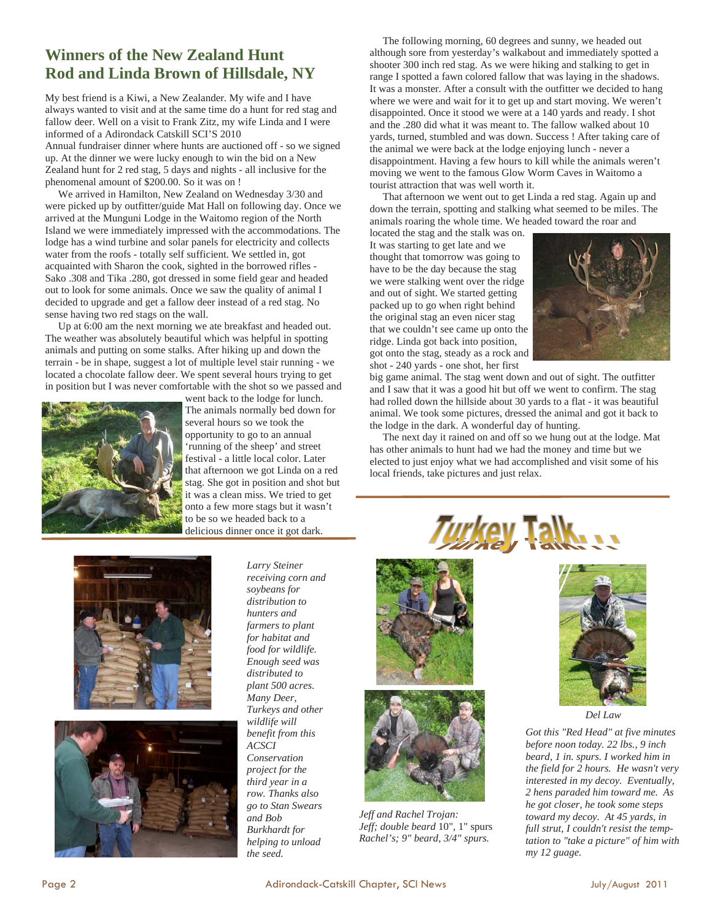## Winners of the New Zealand Hunt
## Rod and Linda Brown of Hillsdale, NY

My best friend is a Kiwi, a New Zealander. My wife and I have always wanted to visit and at the same time do a hunt for red stag and fallow deer. Well on a visit to Frank Zitz, my wife Linda and I were informed of a Adirondack Catskill SCI'S 2010 Annual fundraiser dinner where hunts are auctioned off - so we signed up. At the dinner we were lucky enough to win the bid on a New Zealand hunt for 2 red stag, 5 days and nights - all inclusive for the phenomenal amount of $200.00. So it was on !

We arrived in Hamilton, New Zealand on Wednesday 3/30 and were picked up by outfitter/guide Mat Hall on following day. Once we arrived at the Munguni Lodge in the Waitomo region of the North Island we were immediately impressed with the accommodations. The lodge has a wind turbine and solar panels for electricity and collects water from the roofs - totally self sufficient. We settled in, got acquainted with Sharon the cook, sighted in the borrowed rifles - Sako .308 and Tika .280, got dressed in some field gear and headed out to look for some animals. Once we saw the quality of animal I decided to upgrade and get a fallow deer instead of a red stag. No sense having two red stags on the wall.

Up at 6:00 am the next morning we ate breakfast and headed out. The weather was absolutely beautiful which was helpful in spotting animals and putting on some stalks. After hiking up and down the terrain - be in shape, suggest a lot of multiple level stair running - we located a chocolate fallow deer. We spent several hours trying to get in position but I was never comfortable with the shot so we passed and went back to the lodge for lunch. The animals normally bed down for several hours so we took the opportunity to go to an annual 'running of the sheep' and street festival - a little local color. Later that afternoon we got Linda on a red stag. She got in position and shot but it was a clean miss. We tried to get onto a few more stags but it wasn't to be so we headed back to a delicious dinner once it got dark.

The following morning, 60 degrees and sunny, we headed out although sore from yesterday's walkabout and immediately spotted a shooter 300 inch red stag. As we were hiking and stalking to get in range I spotted a fawn colored fallow that was laying in the shadows. It was a monster. After a consult with the outfitter we decided to hang where we were and wait for it to get up and start moving. We weren't disappointed. Once it stood we were at a 140 yards and ready. I shot and the .280 did what it was meant to. The fallow walked about 10 yards, turned, stumbled and was down. Success ! After taking care of the animal we were back at the lodge enjoying lunch - never a disappointment. Having a few hours to kill while the animals weren't moving we went to the famous Glow Worm Caves in Waitomo a tourist attraction that was well worth it.

That afternoon we went out to get Linda a red stag. Again up and down the terrain, spotting and stalking what seemed to be miles. The animals roaring the whole time. We headed toward the roar and located the stag and the stalk was on. It was starting to get late and we thought that tomorrow was going to have to be the day because the stag we were stalking went over the ridge and out of sight. We started getting packed up to go when right behind the original stag an even nicer stag that we couldn't see came up onto the ridge. Linda got back into position, got onto the stag, steady as a rock and shot - 240 yards - one shot, her first big game animal. The stag went down and out of sight. The outfitter and I saw that it was a good hit but off we went to confirm. The stag had rolled down the hillside about 30 yards to a flat - it was beautiful animal. We took some pictures, dressed the animal and got it back to the lodge in the dark. A wonderful day of hunting.

The next day it rained on and off so we hung out at the lodge. Mat has other animals to hunt had we had the money and time but we elected to just enjoy what we had accomplished and visit some of his local friends, take pictures and just relax.

*Larry Steiner receiving corn and soybeans for distribution to hunters and farmers to plant for habitat and food for wildlife. Enough seed was distributed to plant 500 acres. Many Deer, Turkeys and other wildlife will benefit from this ACSCI Conservation project for the third year in a row. Thanks also go to Stan Swears and Bob Burkhardt for helping to unload the seed.*

## Turkey Talk. . .

*Jeff and Rachel Trojan: Jeff; double beard* 10", 1" spurs *Rachel's; 9" beard, 3/4" spurs.*

*Del Law*

*Got this "Red Head" at five minutes before noon today. 22 lbs., 9 inch beard, 1 in. spurs. I worked him in the field for 2 hours. He wasn't very interested in my decoy. Eventually, 2 hens paraded him toward me. As he got closer, he took some steps toward my decoy. At 45 yards, in full strut, I couldn't resist the temptation to "take a picture" of him with my 12 guage.*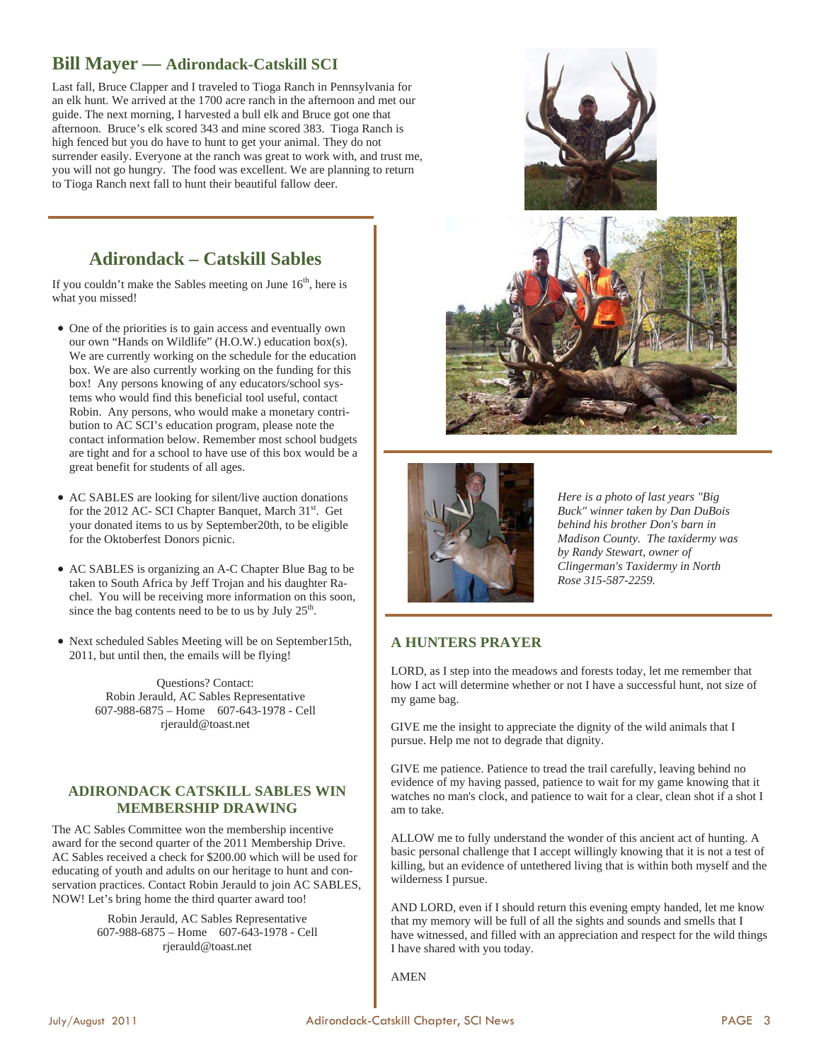## Bill Mayer — Adirondack-Catskill SCI

Last fall, Bruce Clapper and I traveled to Tioga Ranch in Pennsylvania for an elk hunt. We arrived at the 1700 acre ranch in the afternoon and met our guide. The next morning, I harvested a bull elk and Bruce got one that afternoon. Bruce's elk scored 343 and mine scored 383. Tioga Ranch is high fenced but you do have to hunt to get your animal. They do not surrender easily. Everyone at the ranch was great to work with, and trust me, you will not go hungry. The food was excellent. We are planning to return to Tioga Ranch next fall to hunt their beautiful fallow deer.

## Adirondack – Catskill Sables

If you couldn't make the Sables meeting on June 16th, here is what you missed!

- One of the priorities is to gain access and eventually own our own "Hands on Wildlife" (H.O.W.) education box(s). We are currently working on the schedule for the education box. We are also currently working on the funding for this box! Any persons knowing of any educators/school systems who would find this beneficial tool useful, contact Robin. Any persons, who would make a monetary contribution to AC SCI's education program, please note the contact information below. Remember most school budgets are tight and for a school to have use of this box would be a great benefit for students of all ages.
- AC SABLES are looking for silent/live auction donations for the 2012 AC- SCI Chapter Banquet, March 31st. Get your donated items to us by September20th, to be eligible for the Oktoberfest Donors picnic.
- AC SABLES is organizing an A-C Chapter Blue Bag to be taken to South Africa by Jeff Trojan and his daughter Rachel. You will be receiving more information on this soon, since the bag contents need to be to us by July 25th.
- Next scheduled Sables Meeting will be on September15th, 2011, but until then, the emails will be flying!

Questions? Contact:
Robin Jerauld, AC Sables Representative
607-988-6875 – Home 607-643-1978 - Cell
rjerauld@toast.net

### ADIRONDACK CATSKILL SABLES WIN MEMBERSHIP DRAWING

The AC Sables Committee won the membership incentive award for the second quarter of the 2011 Membership Drive. AC Sables received a check for $200.00 which will be used for educating of youth and adults on our heritage to hunt and conservation practices. Contact Robin Jerauld to join AC SABLES, NOW! Let's bring home the third quarter award too!

Robin Jerauld, AC Sables Representative
607-988-6875 – Home 607-643-1978 - Cell
rjerauld@toast.net

*Here is a photo of last years "Big Buck" winner taken by Dan DuBois behind his brother Don's barn in Madison County. The taxidermy was by Randy Stewart, owner of Clingerman's Taxidermy in North Rose 315-587-2259.*

### A HUNTERS PRAYER

LORD, as I step into the meadows and forests today, let me remember that how I act will determine whether or not I have a successful hunt, not size of my game bag.

GIVE me the insight to appreciate the dignity of the wild animals that I pursue. Help me not to degrade that dignity.

GIVE me patience. Patience to tread the trail carefully, leaving behind no evidence of my having passed, patience to wait for my game knowing that it watches no man's clock, and patience to wait for a clear, clean shot if a shot I am to take.

ALLOW me to fully understand the wonder of this ancient act of hunting. A basic personal challenge that I accept willingly knowing that it is not a test of killing, but an evidence of untethered living that is within both myself and the wilderness I pursue.

AND LORD, even if I should return this evening empty handed, let me know that my memory will be full of all the sights and sounds and smells that I have witnessed, and filled with an appreciation and respect for the wild things I have shared with you today.

AMEN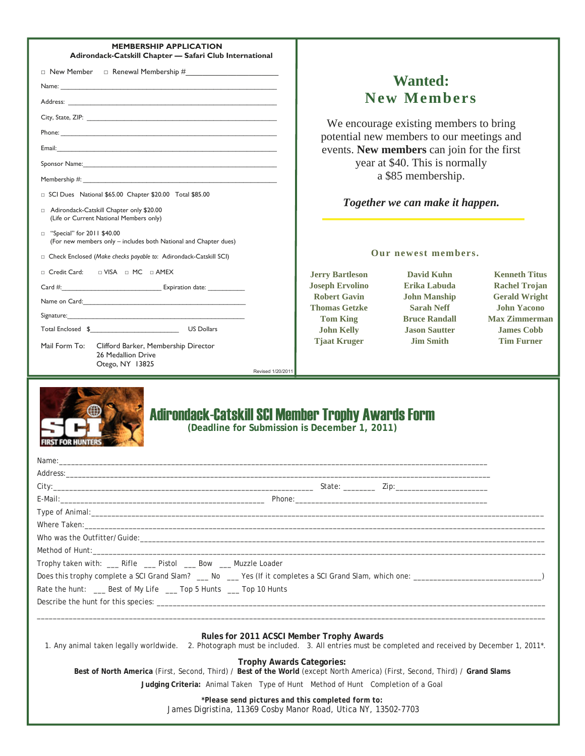## MEMBERSHIP APPLICATION
**Adirondack-Catskill Chapter — Safari Club International**

□ New Member □ Renewal Membership #________________________

Name: ________________________________________________

Address: ______________________________________________

City, State, ZIP: _______________________________________

Phone: ________________________________________________

Email: _________________________________________________

Sponsor Name: _________________________________________

Membership #: _________________________________________

□ SCI Dues National $65.00 Chapter $20.00 Total $85.00

□ Adirondack-Catskill Chapter only $20.00
(Life or Current National Members only)

□ "Special" for 2011 $40.00
(For new members only – includes both National and Chapter dues)

□ Check Enclosed (*Make checks payable to:* Adirondack-Catskill SCI)

□ Credit Card: □ VISA □ MC □ AMEX

Card #: ____________________________ Expiration date: ___________

Name on Card: _________________________________________

Signature: _____________________________________________

Total Enclosed $_________________________ US Dollars

Mail Form To: Clifford Barker, Membership Director
26 Medallion Drive
Otego, NY 13825

Revised 1/20/2011

# Wanted: New Members

We encourage existing members to bring potential new members to our meetings and events. **New members** can join for the first year at $40. This is normally a $85 membership.

***Together we can make it happen.***

### Our newest members.

| | | |
|---|---|---|
| Jerry Bartleson | David Kuhn | Kenneth Titus |
| Joseph Ervolino | Erika Labuda | Rachel Trojan |
| Robert Gavin | John Manship | Gerald Wright |
| Thomas Getzke | Sarah Neff | John Yacono |
| Tom King | Bruce Randall | Max Zimmerman |
| John Kelly | Jason Sautter | James Cobb |
| Tjaat Kruger | Jim Smith | Tim Furner |

## Adirondack-Catskill SCI Member Trophy Awards Form
**(Deadline for Submission is December 1, 2011)**

Name: ________________________________________________

Address: ______________________________________________

City: _________________________________ State: ________ Zip: ______________________

E-Mail: ______________________________ Phone: ______________________________

Type of Animal: ________________________________________

Where Taken: __________________________________________

Who was the Outfitter/Guide: ____________________________

Method of Hunt: _______________________________________

Trophy taken with: ___ Rifle ___ Pistol ___ Bow ___ Muzzle Loader

Does this trophy complete a SCI Grand Slam? ___ No ___ Yes (If it completes a SCI Grand Slam, which one: ______________________________)

Rate the hunt: ___ Best of My Life ___ Top 5 Hunts ___ Top 10 Hunts

Describe the hunt for this species: _______________________________________

____________________________________________________________________

**Rules for 2011 ACSCI Member Trophy Awards**

1. Any animal taken legally worldwide. 2. Photograph must be included. 3. All entries must be completed and received by December 1, 2011*.

**Trophy Awards Categories:**

**Best of North America** (First, Second, Third) / **Best of the World** (except North America) (First, Second, Third) / **Grand Slams**

**Judging Criteria:** Animal Taken Type of Hunt Method of Hunt Completion of a Goal

***Please send pictures and this completed form to:**
James Digristina, 11369 Cosby Manor Road, Utica NY, 13502-7703